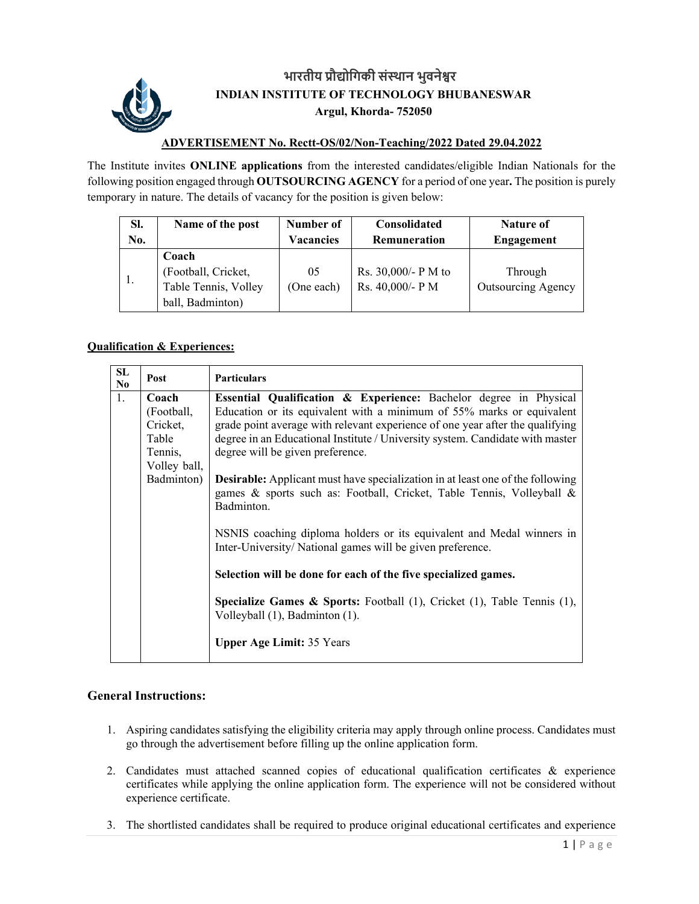# भारतीय प्रौद्योगिकी संस्थान भुवनेश्वर

# INDIAN INSTITUTE OF TECHNOLOGY BHUBANESWAR

**Argul, Khorda- 752050**

**ADVERTISEMENT No. Rectt-OS/02/Non-Teaching/2022 Dated 29.04.2022**

The Institute invites **ONLINE applications** from the interested candidates/eligible Indian Nationals for the following position engaged through **OUTSOURCING AGENCY** for a period of one year**.** The position is purely temporary in nature. The details of vacancy for the position is given below:

| Sl. No. | Name of the post | Number of Vacancies | Consolidated Remuneration | Nature of Engagement |
|---|---|---|---|---|
| 1. | **Coach** (Football, Cricket, Table Tennis, Volley ball, Badminton) | 05 (One each) | Rs. 30,000/- P M to Rs. 40,000/- P M | Through Outsourcing Agency |

**Qualification & Experiences:**

| SL No | Post | Particulars |
|---|---|---|
| 1. | **Coach** (Football, Cricket, Table Tennis, Volley ball, Badminton) | **Essential Qualification & Experience:** Bachelor degree in Physical Education or its equivalent with a minimum of 55% marks or equivalent grade point average with relevant experience of one year after the qualifying degree in an Educational Institute / University system. Candidate with master degree will be given preference.<br><br>**Desirable:** Applicant must have specialization in at least one of the following games & sports such as: Football, Cricket, Table Tennis, Volleyball & Badminton.<br><br>NSNIS coaching diploma holders or its equivalent and Medal winners in Inter-University/ National games will be given preference.<br><br>**Selection will be done for each of the five specialized games.**<br><br>**Specialize Games & Sports:** Football (1), Cricket (1), Table Tennis (1), Volleyball (1), Badminton (1).<br><br>**Upper Age Limit:** 35 Years |

## General Instructions:

1. Aspiring candidates satisfying the eligibility criteria may apply through online process. Candidates must go through the advertisement before filling up the online application form.
2. Candidates must attached scanned copies of educational qualification certificates & experience certificates while applying the online application form. The experience will not be considered without experience certificate.
3. The shortlisted candidates shall be required to produce original educational certificates and experience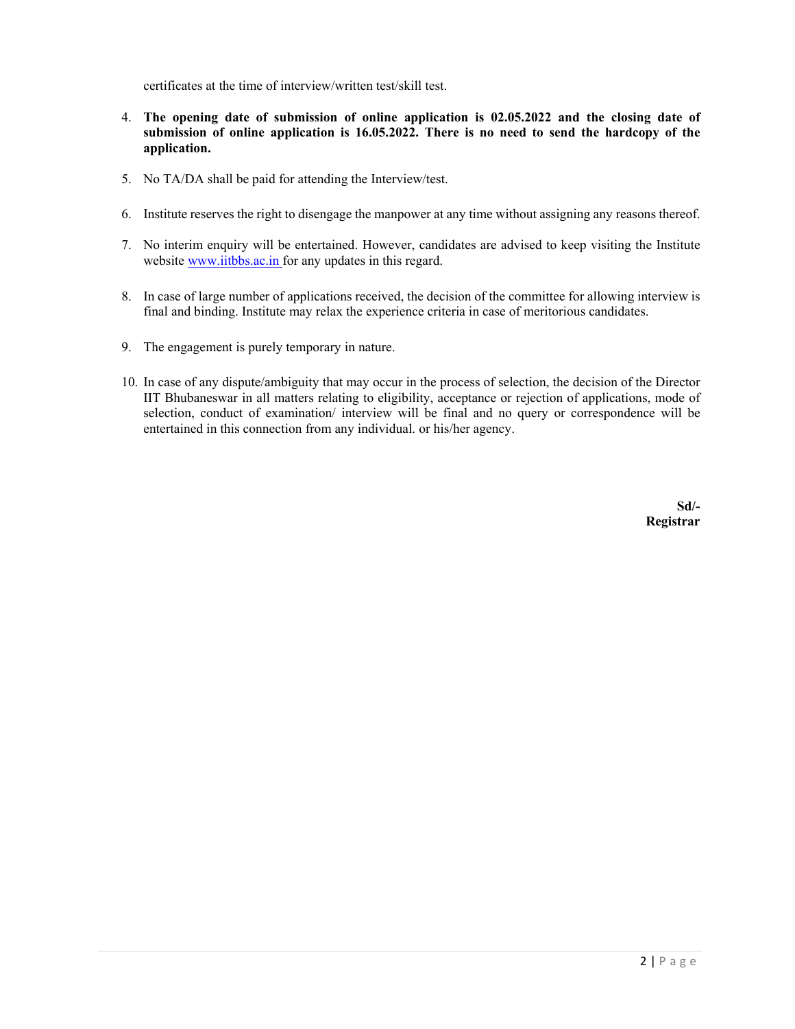certificates at the time of interview/written test/skill test.

4. **The opening date of submission of online application is 02.05.2022 and the closing date of submission of online application is 16.05.2022. There is no need to send the hardcopy of the application.**

5. No TA/DA shall be paid for attending the Interview/test.

6. Institute reserves the right to disengage the manpower at any time without assigning any reasons thereof.

7. No interim enquiry will be entertained. However, candidates are advised to keep visiting the Institute website www.iitbbs.ac.in for any updates in this regard.

8. In case of large number of applications received, the decision of the committee for allowing interview is final and binding. Institute may relax the experience criteria in case of meritorious candidates.

9. The engagement is purely temporary in nature.

10. In case of any dispute/ambiguity that may occur in the process of selection, the decision of the Director IIT Bhubaneswar in all matters relating to eligibility, acceptance or rejection of applications, mode of selection, conduct of examination/ interview will be final and no query or correspondence will be entertained in this connection from any individual. or his/her agency.

**Sd/-**
**Registrar**